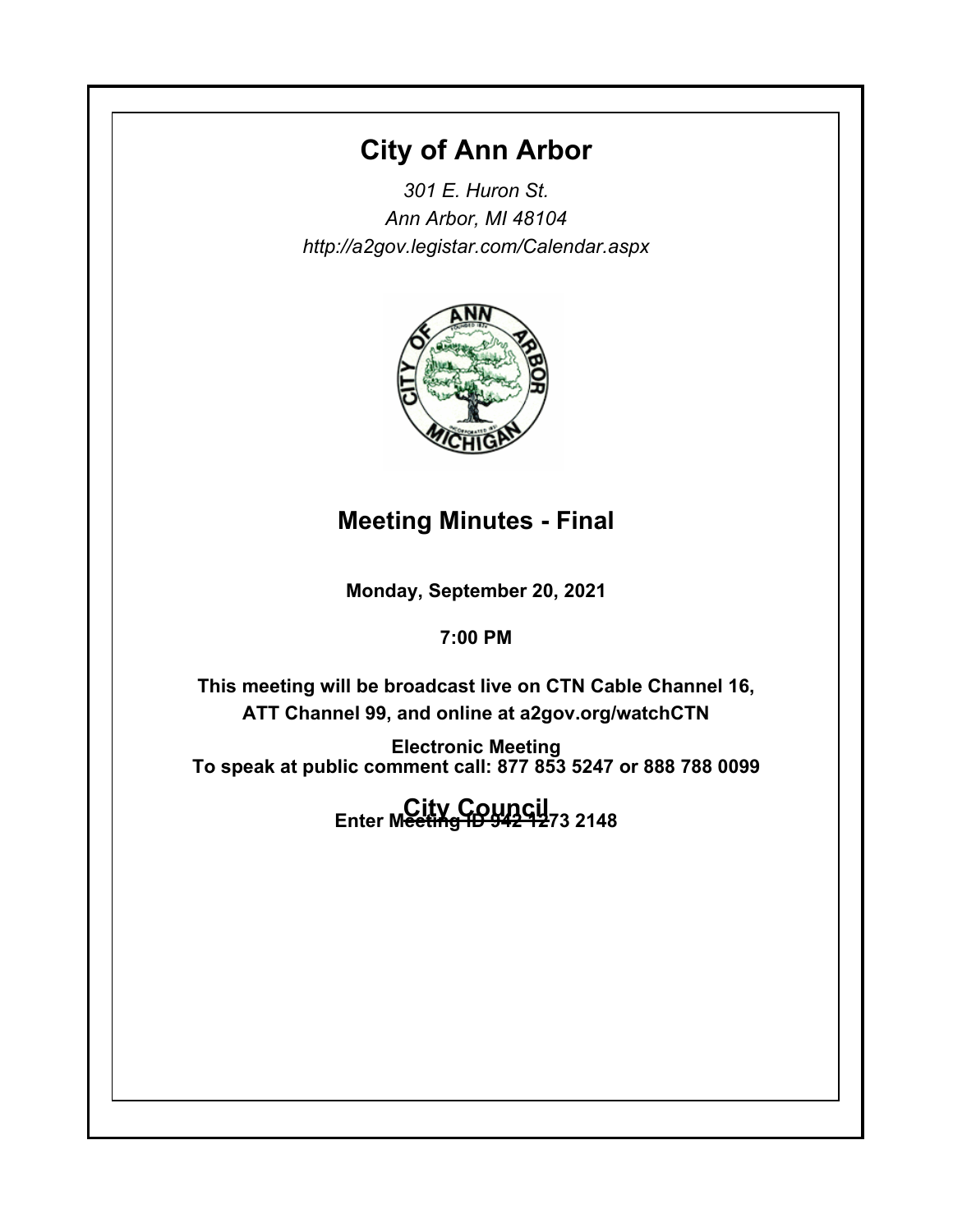# City of Ann Arbor

*301 E. Huron St.*
*Ann Arbor, MI 48104*
*http://a2gov.legistar.com/Calendar.aspx*

## Meeting Minutes - Final

**Monday, September 20, 2021**

**7:00 PM**

**This meeting will be broadcast live on CTN Cable Channel 16, ATT Channel 99, and online at a2gov.org/watchCTN**

**Electronic Meeting**
**To speak at public comment call: 877 853 5247 or 888 788 0099**

**Enter Meeting ID 942 1273 2148**

## City Council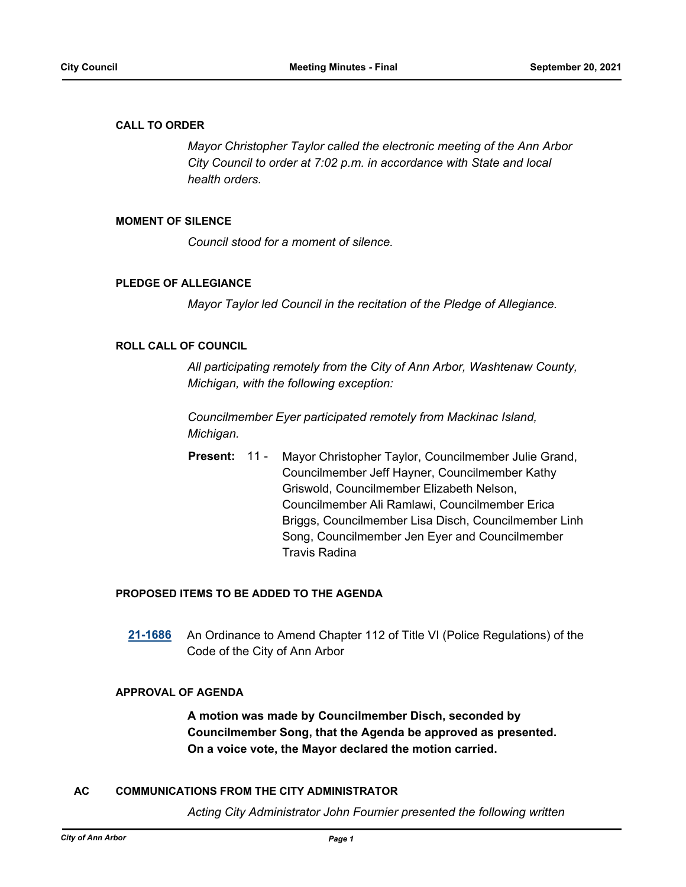## CALL TO ORDER

*Mayor Christopher Taylor called the electronic meeting of the Ann Arbor City Council to order at 7:02 p.m. in accordance with State and local health orders.*

## MOMENT OF SILENCE

*Council stood for a moment of silence.*

## PLEDGE OF ALLEGIANCE

*Mayor Taylor led Council in the recitation of the Pledge of Allegiance.*

## ROLL CALL OF COUNCIL

*All participating remotely from the City of Ann Arbor, Washtenaw County, Michigan, with the following exception:*

*Councilmember Eyer participated remotely from Mackinac Island, Michigan.*

**Present:** 11 - Mayor Christopher Taylor, Councilmember Julie Grand, Councilmember Jeff Hayner, Councilmember Kathy Griswold, Councilmember Elizabeth Nelson, Councilmember Ali Ramlawi, Councilmember Erica Briggs, Councilmember Lisa Disch, Councilmember Linh Song, Councilmember Jen Eyer and Councilmember Travis Radina

## PROPOSED ITEMS TO BE ADDED TO THE AGENDA

**21-1686** An Ordinance to Amend Chapter 112 of Title VI (Police Regulations) of the Code of the City of Ann Arbor

## APPROVAL OF AGENDA

**A motion was made by Councilmember Disch, seconded by Councilmember Song, that the Agenda be approved as presented. On a voice vote, the Mayor declared the motion carried.**

## AC COMMUNICATIONS FROM THE CITY ADMINISTRATOR

*Acting City Administrator John Fournier presented the following written*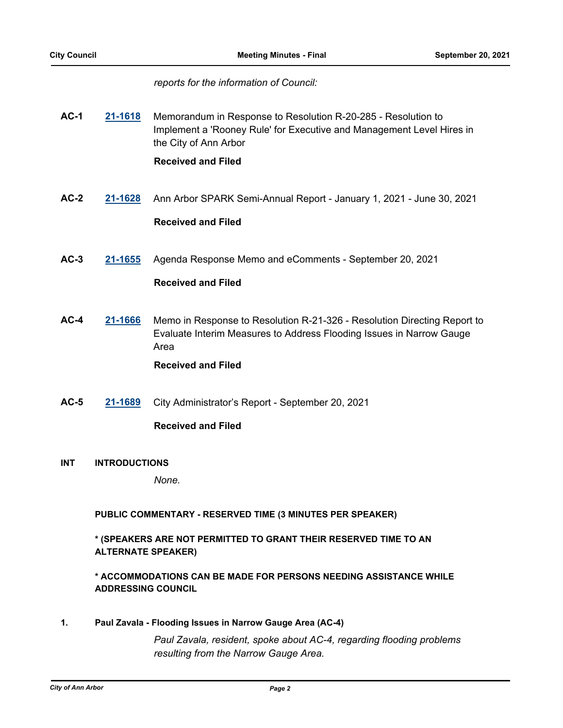*reports for the information of Council:*

**AC-1** **21-1618** Memorandum in Response to Resolution R-20-285 - Resolution to Implement a 'Rooney Rule' for Executive and Management Level Hires in the City of Ann Arbor

**Received and Filed**

**AC-2** **21-1628** Ann Arbor SPARK Semi-Annual Report - January 1, 2021 - June 30, 2021

**Received and Filed**

**AC-3** **21-1655** Agenda Response Memo and eComments - September 20, 2021

**Received and Filed**

**AC-4** **21-1666** Memo in Response to Resolution R-21-326 - Resolution Directing Report to Evaluate Interim Measures to Address Flooding Issues in Narrow Gauge Area

**Received and Filed**

**AC-5** **21-1689** City Administrator's Report - September 20, 2021

**Received and Filed**

**INT INTRODUCTIONS**

*None.*

**PUBLIC COMMENTARY - RESERVED TIME (3 MINUTES PER SPEAKER)**

**\* (SPEAKERS ARE NOT PERMITTED TO GRANT THEIR RESERVED TIME TO AN ALTERNATE SPEAKER)**

**\* ACCOMMODATIONS CAN BE MADE FOR PERSONS NEEDING ASSISTANCE WHILE ADDRESSING COUNCIL**

**1. Paul Zavala - Flooding Issues in Narrow Gauge Area (AC-4)**

*Paul Zavala, resident, spoke about AC-4, regarding flooding problems resulting from the Narrow Gauge Area.*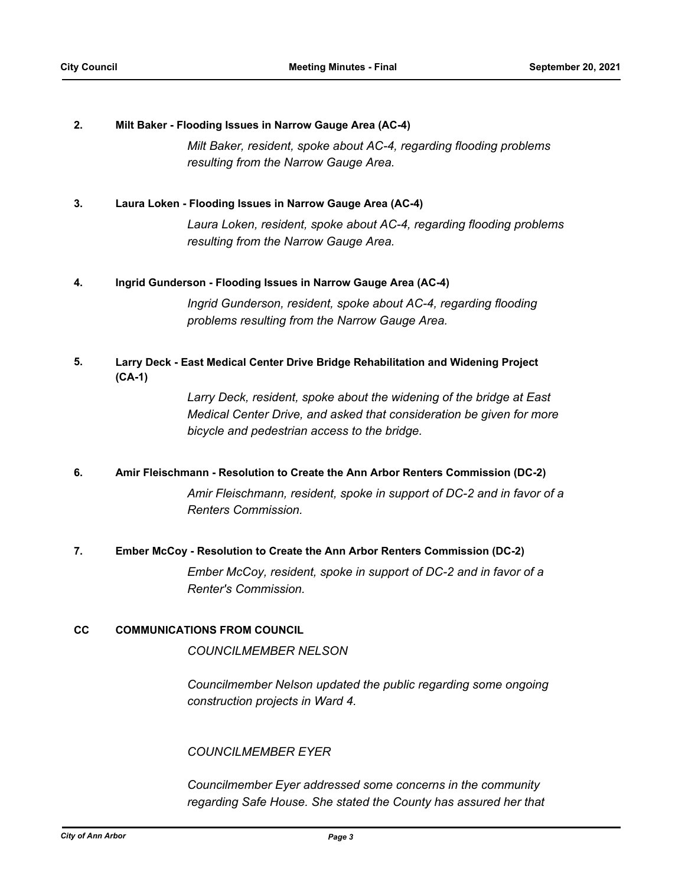**2. Milt Baker - Flooding Issues in Narrow Gauge Area (AC-4)**

*Milt Baker, resident, spoke about AC-4, regarding flooding problems resulting from the Narrow Gauge Area.*

**3. Laura Loken - Flooding Issues in Narrow Gauge Area (AC-4)**

*Laura Loken, resident, spoke about AC-4, regarding flooding problems resulting from the Narrow Gauge Area.*

**4. Ingrid Gunderson - Flooding Issues in Narrow Gauge Area (AC-4)**

*Ingrid Gunderson, resident, spoke about AC-4, regarding flooding problems resulting from the Narrow Gauge Area.*

**5. Larry Deck - East Medical Center Drive Bridge Rehabilitation and Widening Project (CA-1)**

*Larry Deck, resident, spoke about the widening of the bridge at East Medical Center Drive, and asked that consideration be given for more bicycle and pedestrian access to the bridge.*

**6. Amir Fleischmann - Resolution to Create the Ann Arbor Renters Commission (DC-2)**

*Amir Fleischmann, resident, spoke in support of DC-2 and in favor of a Renters Commission.*

**7. Ember McCoy - Resolution to Create the Ann Arbor Renters Commission (DC-2)**

*Ember McCoy, resident, spoke in support of DC-2 and in favor of a Renter's Commission.*

## CC COMMUNICATIONS FROM COUNCIL

*COUNCILMEMBER NELSON*

*Councilmember Nelson updated the public regarding some ongoing construction projects in Ward 4.*

*COUNCILMEMBER EYER*

*Councilmember Eyer addressed some concerns in the community regarding Safe House. She stated the County has assured her that*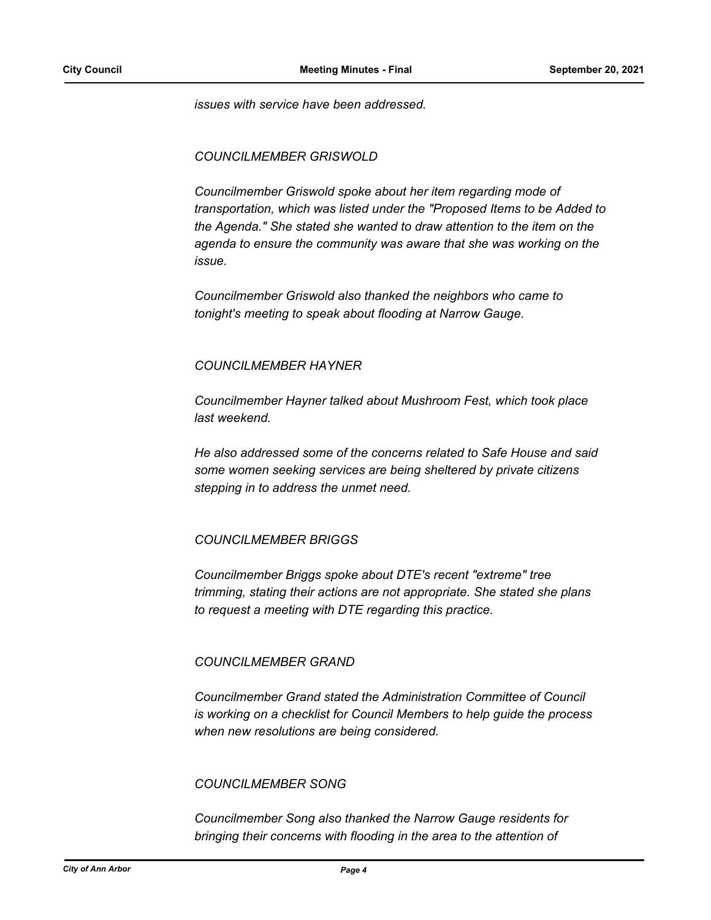*issues with service have been addressed.*

*COUNCILMEMBER GRISWOLD*

*Councilmember Griswold spoke about her item regarding mode of transportation, which was listed under the "Proposed Items to be Added to the Agenda." She stated she wanted to draw attention to the item on the agenda to ensure the community was aware that she was working on the issue.*

*Councilmember Griswold also thanked the neighbors who came to tonight's meeting to speak about flooding at Narrow Gauge.*

*COUNCILMEMBER HAYNER*

*Councilmember Hayner talked about Mushroom Fest, which took place last weekend.*

*He also addressed some of the concerns related to Safe House and said some women seeking services are being sheltered by private citizens stepping in to address the unmet need.*

*COUNCILMEMBER BRIGGS*

*Councilmember Briggs spoke about DTE's recent "extreme" tree trimming, stating their actions are not appropriate. She stated she plans to request a meeting with DTE regarding this practice.*

*COUNCILMEMBER GRAND*

*Councilmember Grand stated the Administration Committee of Council is working on a checklist for Council Members to help guide the process when new resolutions are being considered.*

*COUNCILMEMBER SONG*

*Councilmember Song also thanked the Narrow Gauge residents for bringing their concerns with flooding in the area to the attention of*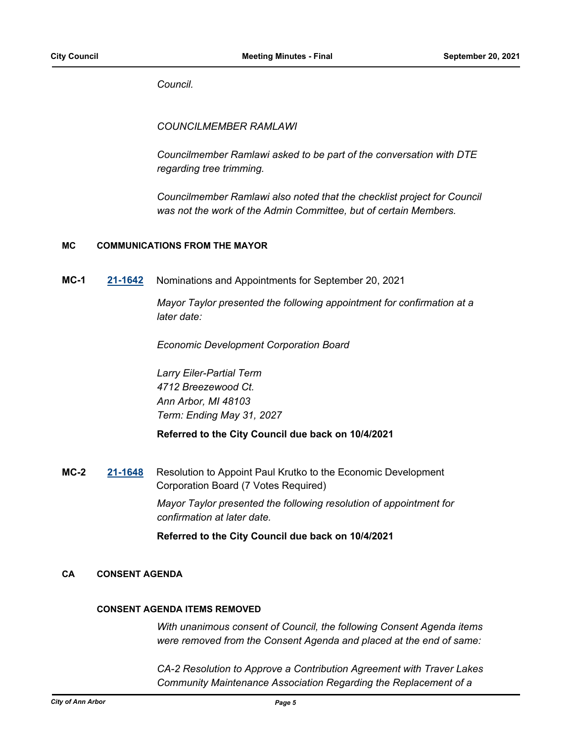*Council.*

*COUNCILMEMBER RAMLAWI*

*Councilmember Ramlawi asked to be part of the conversation with DTE regarding tree trimming.*

*Councilmember Ramlawi also noted that the checklist project for Council was not the work of the Admin Committee, but of certain Members.*

## MC COMMUNICATIONS FROM THE MAYOR

**MC-1** **[21-1642]** Nominations and Appointments for September 20, 2021

*Mayor Taylor presented the following appointment for confirmation at a later date:*

*Economic Development Corporation Board*

*Larry Eiler-Partial Term*
*4712 Breezewood Ct.*
*Ann Arbor, MI 48103*
*Term: Ending May 31, 2027*

**Referred to the City Council due back on 10/4/2021**

**MC-2** **[21-1648]** Resolution to Appoint Paul Krutko to the Economic Development Corporation Board (7 Votes Required)

*Mayor Taylor presented the following resolution of appointment for confirmation at later date.*

**Referred to the City Council due back on 10/4/2021**

## CA CONSENT AGENDA

### CONSENT AGENDA ITEMS REMOVED

*With unanimous consent of Council, the following Consent Agenda items were removed from the Consent Agenda and placed at the end of same:*

*CA-2 Resolution to Approve a Contribution Agreement with Traver Lakes Community Maintenance Association Regarding the Replacement of a*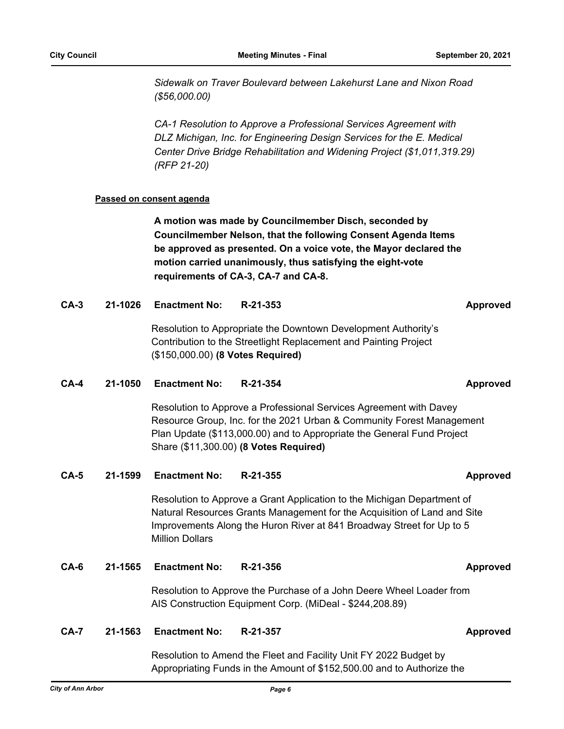*Sidewalk on Traver Boulevard between Lakehurst Lane and Nixon Road ($56,000.00)*

*CA-1 Resolution to Approve a Professional Services Agreement with DLZ Michigan, Inc. for Engineering Design Services for the E. Medical Center Drive Bridge Rehabilitation and Widening Project ($1,011,319.29) (RFP 21-20)*

**Passed on consent agenda**

**A motion was made by Councilmember Disch, seconded by Councilmember Nelson, that the following Consent Agenda Items be approved as presented. On a voice vote, the Mayor declared the motion carried unanimously, thus satisfying the eight-vote requirements of CA-3, CA-7 and CA-8.**

**CA-3 21-1026 Enactment No: R-21-353 Approved**

Resolution to Appropriate the Downtown Development Authority's Contribution to the Streetlight Replacement and Painting Project ($150,000.00) **(8 Votes Required)**

**CA-4 21-1050 Enactment No: R-21-354 Approved**

Resolution to Approve a Professional Services Agreement with Davey Resource Group, Inc. for the 2021 Urban & Community Forest Management Plan Update ($113,000.00) and to Appropriate the General Fund Project Share ($11,300.00) **(8 Votes Required)**

**CA-5 21-1599 Enactment No: R-21-355 Approved**

Resolution to Approve a Grant Application to the Michigan Department of Natural Resources Grants Management for the Acquisition of Land and Site Improvements Along the Huron River at 841 Broadway Street for Up to 5 Million Dollars

**CA-6 21-1565 Enactment No: R-21-356 Approved**

Resolution to Approve the Purchase of a John Deere Wheel Loader from AIS Construction Equipment Corp. (MiDeal - $244,208.89)

**CA-7 21-1563 Enactment No: R-21-357 Approved**

Resolution to Amend the Fleet and Facility Unit FY 2022 Budget by Appropriating Funds in the Amount of $152,500.00 and to Authorize the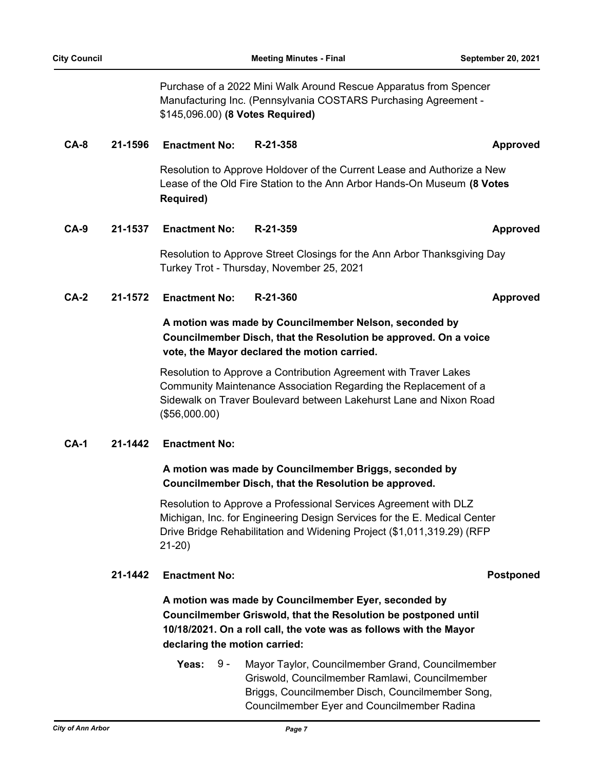Purchase of a 2022 Mini Walk Around Rescue Apparatus from Spencer Manufacturing Inc. (Pennsylvania COSTARS Purchasing Agreement - $145,096.00) **(8 Votes Required)**

**CA-8 21-1596 Enactment No: R-21-358 Approved**

Resolution to Approve Holdover of the Current Lease and Authorize a New Lease of the Old Fire Station to the Ann Arbor Hands-On Museum **(8 Votes Required)**

**CA-9 21-1537 Enactment No: R-21-359 Approved**

Resolution to Approve Street Closings for the Ann Arbor Thanksgiving Day Turkey Trot - Thursday, November 25, 2021

**CA-2 21-1572 Enactment No: R-21-360 Approved**

**A motion was made by Councilmember Nelson, seconded by Councilmember Disch, that the Resolution be approved. On a voice vote, the Mayor declared the motion carried.**

Resolution to Approve a Contribution Agreement with Traver Lakes Community Maintenance Association Regarding the Replacement of a Sidewalk on Traver Boulevard between Lakehurst Lane and Nixon Road ($56,000.00)

**CA-1 21-1442 Enactment No:**

**A motion was made by Councilmember Briggs, seconded by Councilmember Disch, that the Resolution be approved.**

Resolution to Approve a Professional Services Agreement with DLZ Michigan, Inc. for Engineering Design Services for the E. Medical Center Drive Bridge Rehabilitation and Widening Project ($1,011,319.29) (RFP 21-20)

**21-1442 Enactment No: Postponed**

**A motion was made by Councilmember Eyer, seconded by Councilmember Griswold, that the Resolution be postponed until 10/18/2021. On a roll call, the vote was as follows with the Mayor declaring the motion carried:**

**Yeas:** 9 - Mayor Taylor, Councilmember Grand, Councilmember Griswold, Councilmember Ramlawi, Councilmember Briggs, Councilmember Disch, Councilmember Song, Councilmember Eyer and Councilmember Radina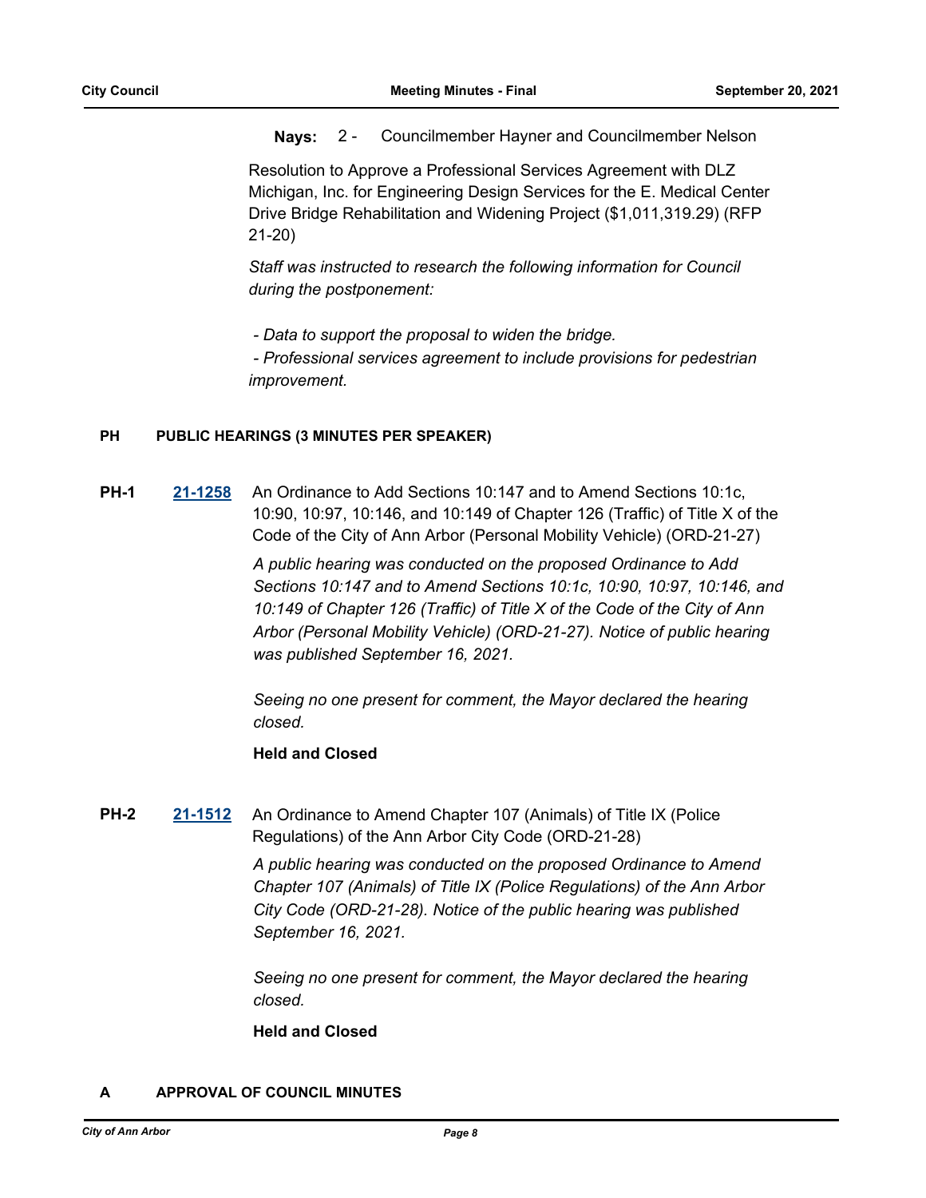**Nays:** 2 - Councilmember Hayner and Councilmember Nelson

Resolution to Approve a Professional Services Agreement with DLZ Michigan, Inc. for Engineering Design Services for the E. Medical Center Drive Bridge Rehabilitation and Widening Project ($1,011,319.29) (RFP 21-20)

*Staff was instructed to research the following information for Council during the postponement:*

*- Data to support the proposal to widen the bridge.*
*- Professional services agreement to include provisions for pedestrian improvement.*

## PH PUBLIC HEARINGS (3 MINUTES PER SPEAKER)

**PH-1** **21-1258** An Ordinance to Add Sections 10:147 and to Amend Sections 10:1c, 10:90, 10:97, 10:146, and 10:149 of Chapter 126 (Traffic) of Title X of the Code of the City of Ann Arbor (Personal Mobility Vehicle) (ORD-21-27)

*A public hearing was conducted on the proposed Ordinance to Add Sections 10:147 and to Amend Sections 10:1c, 10:90, 10:97, 10:146, and 10:149 of Chapter 126 (Traffic) of Title X of the Code of the City of Ann Arbor (Personal Mobility Vehicle) (ORD-21-27). Notice of public hearing was published September 16, 2021.*

*Seeing no one present for comment, the Mayor declared the hearing closed.*

**Held and Closed**

**PH-2** **21-1512** An Ordinance to Amend Chapter 107 (Animals) of Title IX (Police Regulations) of the Ann Arbor City Code (ORD-21-28)

*A public hearing was conducted on the proposed Ordinance to Amend Chapter 107 (Animals) of Title IX (Police Regulations) of the Ann Arbor City Code (ORD-21-28). Notice of the public hearing was published September 16, 2021.*

*Seeing no one present for comment, the Mayor declared the hearing closed.*

**Held and Closed**

## A APPROVAL OF COUNCIL MINUTES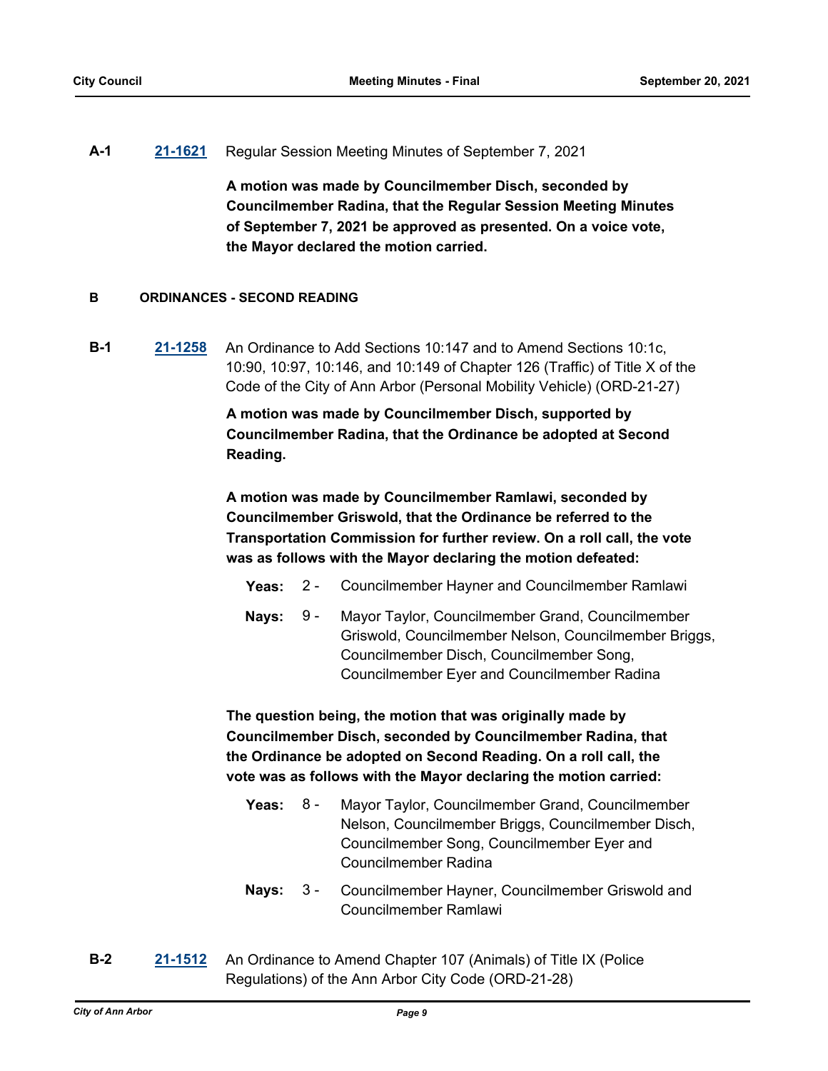**A-1** **21-1621** Regular Session Meeting Minutes of September 7, 2021

**A motion was made by Councilmember Disch, seconded by Councilmember Radina, that the Regular Session Meeting Minutes of September 7, 2021 be approved as presented. On a voice vote, the Mayor declared the motion carried.**

## B ORDINANCES - SECOND READING

**B-1** **21-1258** An Ordinance to Add Sections 10:147 and to Amend Sections 10:1c, 10:90, 10:97, 10:146, and 10:149 of Chapter 126 (Traffic) of Title X of the Code of the City of Ann Arbor (Personal Mobility Vehicle) (ORD-21-27)

**A motion was made by Councilmember Disch, supported by Councilmember Radina, that the Ordinance be adopted at Second Reading.**

**A motion was made by Councilmember Ramlawi, seconded by Councilmember Griswold, that the Ordinance be referred to the Transportation Commission for further review. On a roll call, the vote was as follows with the Mayor declaring the motion defeated:**

**Yeas:** 2 - Councilmember Hayner and Councilmember Ramlawi

**Nays:** 9 - Mayor Taylor, Councilmember Grand, Councilmember Griswold, Councilmember Nelson, Councilmember Briggs, Councilmember Disch, Councilmember Song, Councilmember Eyer and Councilmember Radina

**The question being, the motion that was originally made by Councilmember Disch, seconded by Councilmember Radina, that the Ordinance be adopted on Second Reading. On a roll call, the vote was as follows with the Mayor declaring the motion carried:**

**Yeas:** 8 - Mayor Taylor, Councilmember Grand, Councilmember Nelson, Councilmember Briggs, Councilmember Disch, Councilmember Song, Councilmember Eyer and Councilmember Radina

**Nays:** 3 - Councilmember Hayner, Councilmember Griswold and Councilmember Ramlawi

**B-2** **21-1512** An Ordinance to Amend Chapter 107 (Animals) of Title IX (Police Regulations) of the Ann Arbor City Code (ORD-21-28)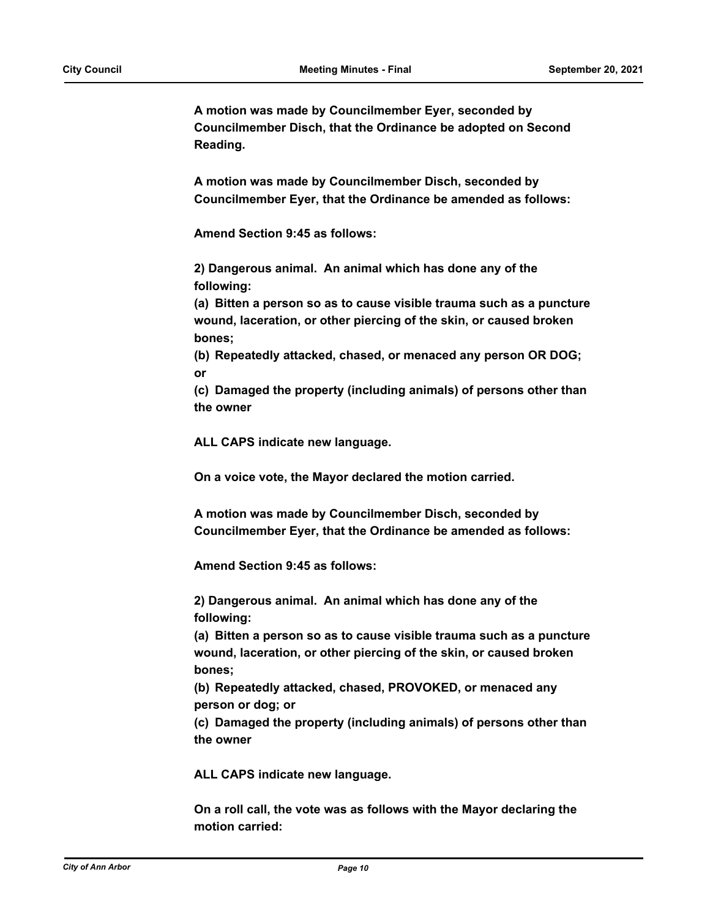**A motion was made by Councilmember Eyer, seconded by Councilmember Disch, that the Ordinance be adopted on Second Reading.**

**A motion was made by Councilmember Disch, seconded by Councilmember Eyer, that the Ordinance be amended as follows:**

**Amend Section 9:45 as follows:**

**2) Dangerous animal. An animal which has done any of the following:**
**(a) Bitten a person so as to cause visible trauma such as a puncture wound, laceration, or other piercing of the skin, or caused broken bones;**
**(b) Repeatedly attacked, chased, or menaced any person OR DOG; or**
**(c) Damaged the property (including animals) of persons other than the owner**

**ALL CAPS indicate new language.**

**On a voice vote, the Mayor declared the motion carried.**

**A motion was made by Councilmember Disch, seconded by Councilmember Eyer, that the Ordinance be amended as follows:**

**Amend Section 9:45 as follows:**

**2) Dangerous animal. An animal which has done any of the following:**
**(a) Bitten a person so as to cause visible trauma such as a puncture wound, laceration, or other piercing of the skin, or caused broken bones;**
**(b) Repeatedly attacked, chased, PROVOKED, or menaced any person or dog; or**
**(c) Damaged the property (including animals) of persons other than the owner**

**ALL CAPS indicate new language.**

**On a roll call, the vote was as follows with the Mayor declaring the motion carried:**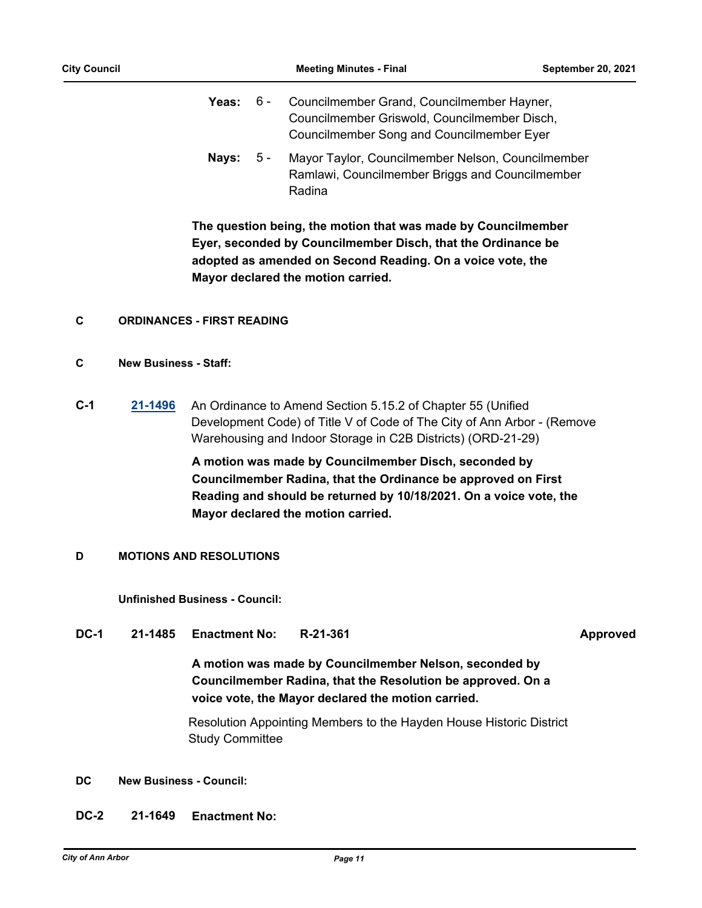**Yeas:** 6 - Councilmember Grand, Councilmember Hayner, Councilmember Griswold, Councilmember Disch, Councilmember Song and Councilmember Eyer

**Nays:** 5 - Mayor Taylor, Councilmember Nelson, Councilmember Ramlawi, Councilmember Briggs and Councilmember Radina

**The question being, the motion that was made by Councilmember Eyer, seconded by Councilmember Disch, that the Ordinance be adopted as amended on Second Reading. On a voice vote, the Mayor declared the motion carried.**

## C ORDINANCES - FIRST READING

### C New Business - Staff:

**C-1** [21-1496](21-1496) An Ordinance to Amend Section 5.15.2 of Chapter 55 (Unified Development Code) of Title V of Code of The City of Ann Arbor - (Remove Warehousing and Indoor Storage in C2B Districts) (ORD-21-29)

**A motion was made by Councilmember Disch, seconded by Councilmember Radina, that the Ordinance be approved on First Reading and should be returned by 10/18/2021. On a voice vote, the Mayor declared the motion carried.**

## D MOTIONS AND RESOLUTIONS

### Unfinished Business - Council:

**DC-1 21-1485 Enactment No: R-21-361 Approved**

**A motion was made by Councilmember Nelson, seconded by Councilmember Radina, that the Resolution be approved. On a voice vote, the Mayor declared the motion carried.**

Resolution Appointing Members to the Hayden House Historic District Study Committee

### DC New Business - Council:

**DC-2 21-1649 Enactment No:**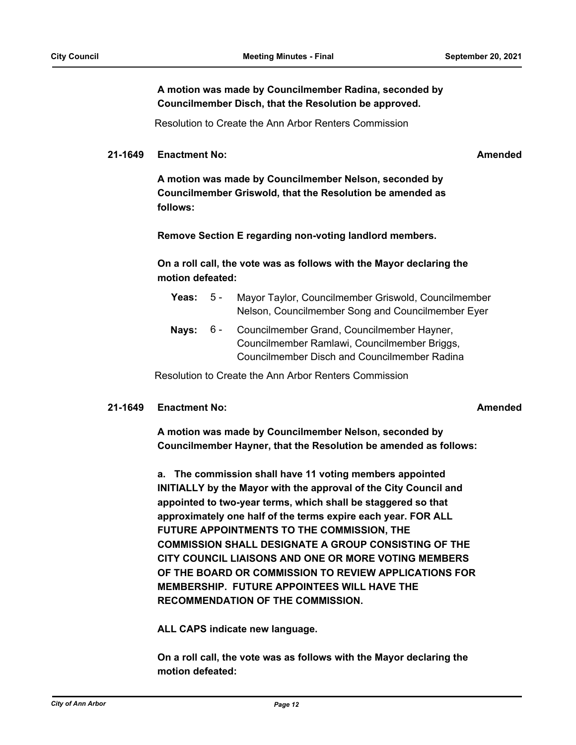**A motion was made by Councilmember Radina, seconded by Councilmember Disch, that the Resolution be approved.**

Resolution to Create the Ann Arbor Renters Commission

**21-1649 Enactment No:** **Amended**

**A motion was made by Councilmember Nelson, seconded by Councilmember Griswold, that the Resolution be amended as follows:**

**Remove Section E regarding non-voting landlord members.**

**On a roll call, the vote was as follows with the Mayor declaring the motion defeated:**

**Yeas:** 5 - Mayor Taylor, Councilmember Griswold, Councilmember Nelson, Councilmember Song and Councilmember Eyer

**Nays:** 6 - Councilmember Grand, Councilmember Hayner, Councilmember Ramlawi, Councilmember Briggs, Councilmember Disch and Councilmember Radina

Resolution to Create the Ann Arbor Renters Commission

**21-1649 Enactment No:** **Amended**

**A motion was made by Councilmember Nelson, seconded by Councilmember Hayner, that the Resolution be amended as follows:**

**a. The commission shall have 11 voting members appointed INITIALLY by the Mayor with the approval of the City Council and appointed to two-year terms, which shall be staggered so that approximately one half of the terms expire each year. FOR ALL FUTURE APPOINTMENTS TO THE COMMISSION, THE COMMISSION SHALL DESIGNATE A GROUP CONSISTING OF THE CITY COUNCIL LIAISONS AND ONE OR MORE VOTING MEMBERS OF THE BOARD OR COMMISSION TO REVIEW APPLICATIONS FOR MEMBERSHIP. FUTURE APPOINTEES WILL HAVE THE RECOMMENDATION OF THE COMMISSION.**

**ALL CAPS indicate new language.**

**On a roll call, the vote was as follows with the Mayor declaring the motion defeated:**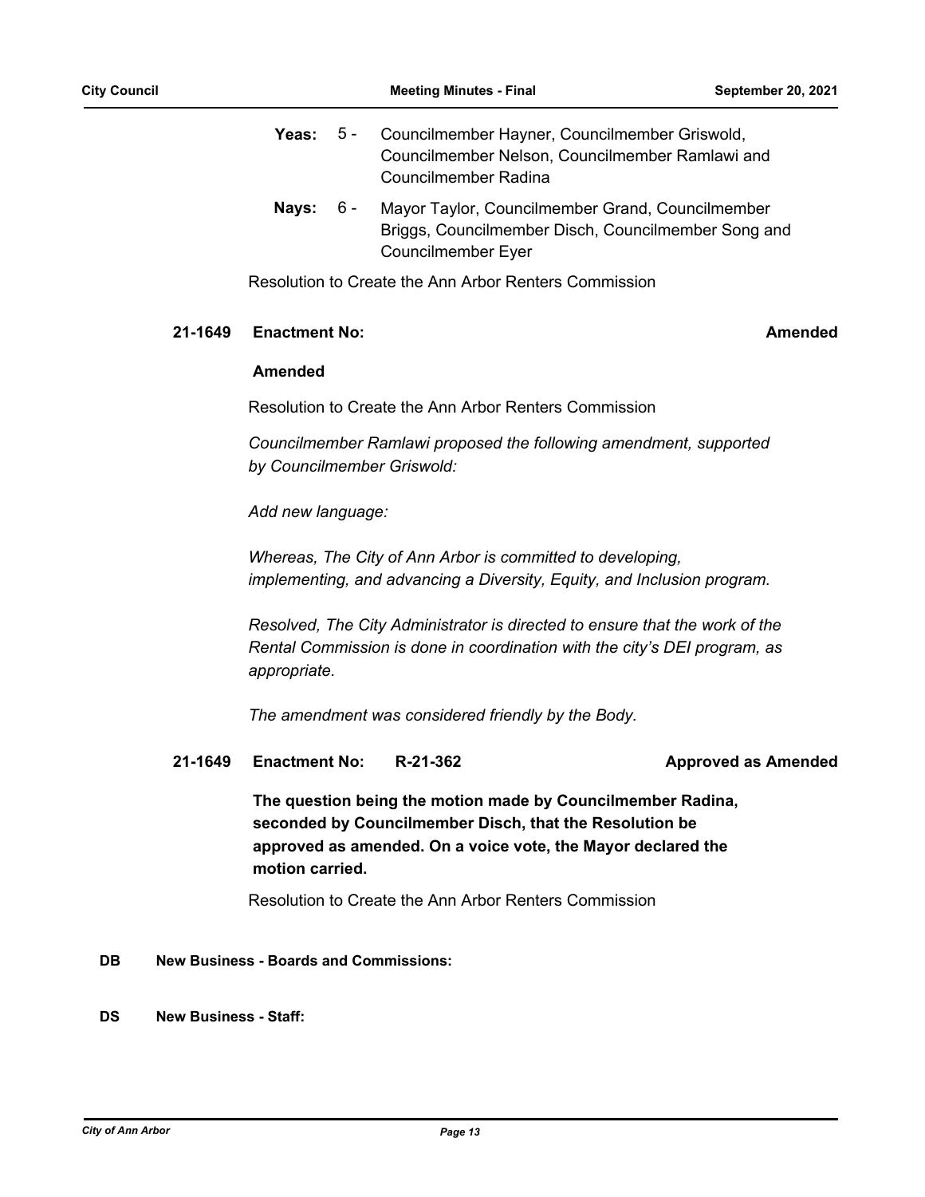**Yeas:** 5 - Councilmember Hayner, Councilmember Griswold, Councilmember Nelson, Councilmember Ramlawi and Councilmember Radina

**Nays:** 6 - Mayor Taylor, Councilmember Grand, Councilmember Briggs, Councilmember Disch, Councilmember Song and Councilmember Eyer

Resolution to Create the Ann Arbor Renters Commission

**21-1649 Enactment No: Amended**

**Amended**

Resolution to Create the Ann Arbor Renters Commission

*Councilmember Ramlawi proposed the following amendment, supported by Councilmember Griswold:*

*Add new language:*

*Whereas, The City of Ann Arbor is committed to developing, implementing, and advancing a Diversity, Equity, and Inclusion program.*

*Resolved, The City Administrator is directed to ensure that the work of the Rental Commission is done in coordination with the city's DEI program, as appropriate.*

*The amendment was considered friendly by the Body.*

**21-1649 Enactment No: R-21-362 Approved as Amended**

**The question being the motion made by Councilmember Radina, seconded by Councilmember Disch, that the Resolution be approved as amended. On a voice vote, the Mayor declared the motion carried.**

Resolution to Create the Ann Arbor Renters Commission

## DB New Business - Boards and Commissions:

## DS New Business - Staff: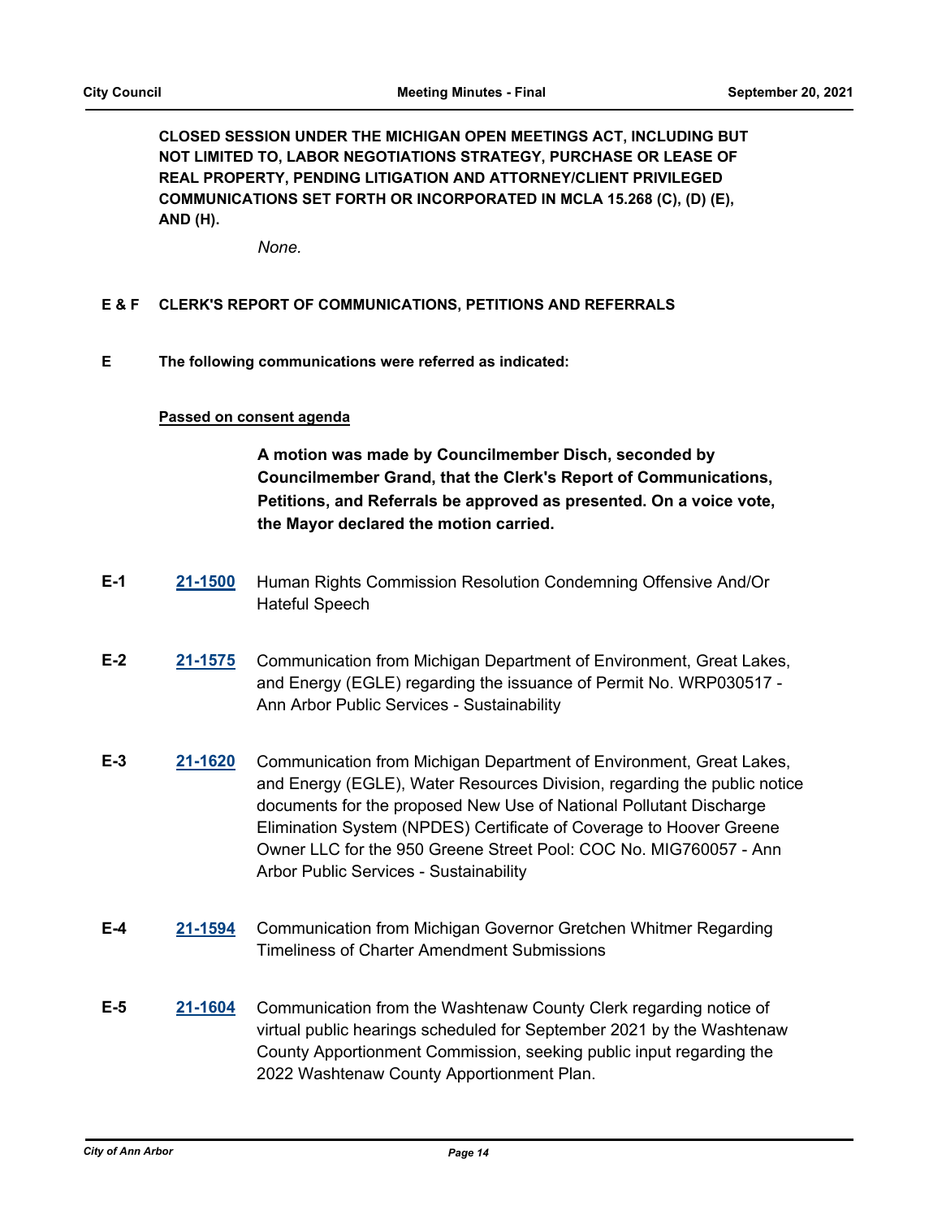**CLOSED SESSION UNDER THE MICHIGAN OPEN MEETINGS ACT, INCLUDING BUT NOT LIMITED TO, LABOR NEGOTIATIONS STRATEGY, PURCHASE OR LEASE OF REAL PROPERTY, PENDING LITIGATION AND ATTORNEY/CLIENT PRIVILEGED COMMUNICATIONS SET FORTH OR INCORPORATED IN MCLA 15.268 (C), (D) (E), AND (H).**

*None.*

## E & F CLERK'S REPORT OF COMMUNICATIONS, PETITIONS AND REFERRALS

**E The following communications were referred as indicated:**

**Passed on consent agenda**

**A motion was made by Councilmember Disch, seconded by Councilmember Grand, that the Clerk's Report of Communications, Petitions, and Referrals be approved as presented. On a voice vote, the Mayor declared the motion carried.**

**E-1** **21-1500** Human Rights Commission Resolution Condemning Offensive And/Or Hateful Speech

**E-2** **21-1575** Communication from Michigan Department of Environment, Great Lakes, and Energy (EGLE) regarding the issuance of Permit No. WRP030517 - Ann Arbor Public Services - Sustainability

**E-3** **21-1620** Communication from Michigan Department of Environment, Great Lakes, and Energy (EGLE), Water Resources Division, regarding the public notice documents for the proposed New Use of National Pollutant Discharge Elimination System (NPDES) Certificate of Coverage to Hoover Greene Owner LLC for the 950 Greene Street Pool: COC No. MIG760057 - Ann Arbor Public Services - Sustainability

**E-4** **21-1594** Communication from Michigan Governor Gretchen Whitmer Regarding Timeliness of Charter Amendment Submissions

**E-5** **21-1604** Communication from the Washtenaw County Clerk regarding notice of virtual public hearings scheduled for September 2021 by the Washtenaw County Apportionment Commission, seeking public input regarding the 2022 Washtenaw County Apportionment Plan.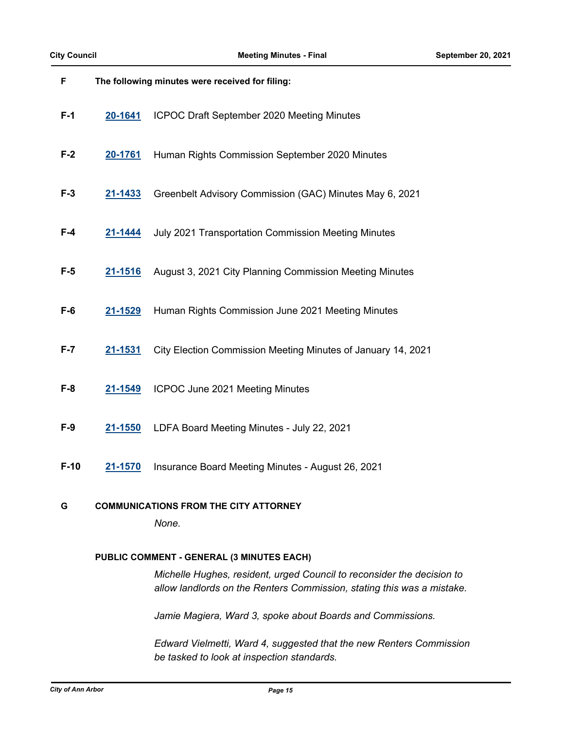## F The following minutes were received for filing:

**F-1** **20-1641** ICPOC Draft September 2020 Meeting Minutes

**F-2** **20-1761** Human Rights Commission September 2020 Minutes

**F-3** **21-1433** Greenbelt Advisory Commission (GAC) Minutes May 6, 2021

**F-4** **21-1444** July 2021 Transportation Commission Meeting Minutes

**F-5** **21-1516** August 3, 2021 City Planning Commission Meeting Minutes

**F-6** **21-1529** Human Rights Commission June 2021 Meeting Minutes

**F-7** **21-1531** City Election Commission Meeting Minutes of January 14, 2021

**F-8** **21-1549** ICPOC June 2021 Meeting Minutes

**F-9** **21-1550** LDFA Board Meeting Minutes - July 22, 2021

**F-10** **21-1570** Insurance Board Meeting Minutes - August 26, 2021

## G COMMUNICATIONS FROM THE CITY ATTORNEY

*None.*

### PUBLIC COMMENT - GENERAL (3 MINUTES EACH)

*Michelle Hughes, resident, urged Council to reconsider the decision to allow landlords on the Renters Commission, stating this was a mistake.*

*Jamie Magiera, Ward 3, spoke about Boards and Commissions.*

*Edward Vielmetti, Ward 4, suggested that the new Renters Commission be tasked to look at inspection standards.*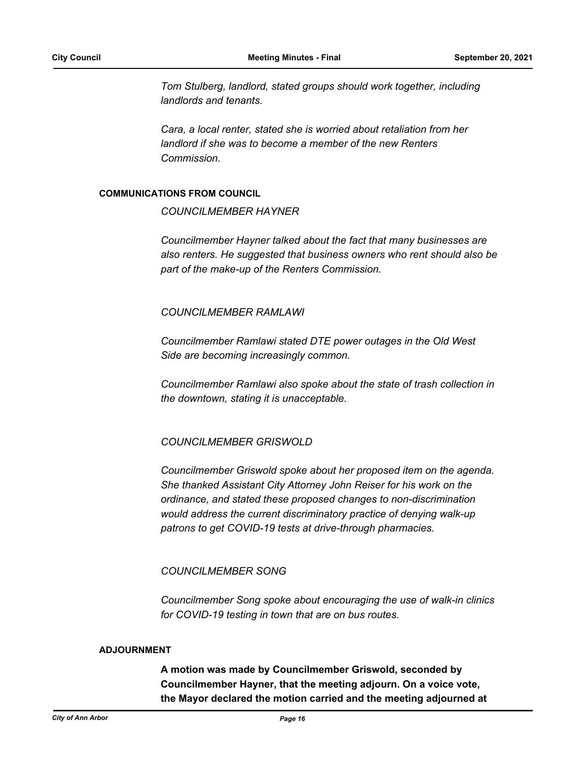*Tom Stulberg, landlord, stated groups should work together, including landlords and tenants.*

*Cara, a local renter, stated she is worried about retaliation from her landlord if she was to become a member of the new Renters Commission.*

**COMMUNICATIONS FROM COUNCIL**

*COUNCILMEMBER HAYNER*

*Councilmember Hayner talked about the fact that many businesses are also renters. He suggested that business owners who rent should also be part of the make-up of the Renters Commission.*

*COUNCILMEMBER RAMLAWI*

*Councilmember Ramlawi stated DTE power outages in the Old West Side are becoming increasingly common.*

*Councilmember Ramlawi also spoke about the state of trash collection in the downtown, stating it is unacceptable.*

*COUNCILMEMBER GRISWOLD*

*Councilmember Griswold spoke about her proposed item on the agenda. She thanked Assistant City Attorney John Reiser for his work on the ordinance, and stated these proposed changes to non-discrimination would address the current discriminatory practice of denying walk-up patrons to get COVID-19 tests at drive-through pharmacies.*

*COUNCILMEMBER SONG*

*Councilmember Song spoke about encouraging the use of walk-in clinics for COVID-19 testing in town that are on bus routes.*

**ADJOURNMENT**

**A motion was made by Councilmember Griswold, seconded by Councilmember Hayner, that the meeting adjourn. On a voice vote, the Mayor declared the motion carried and the meeting adjourned at**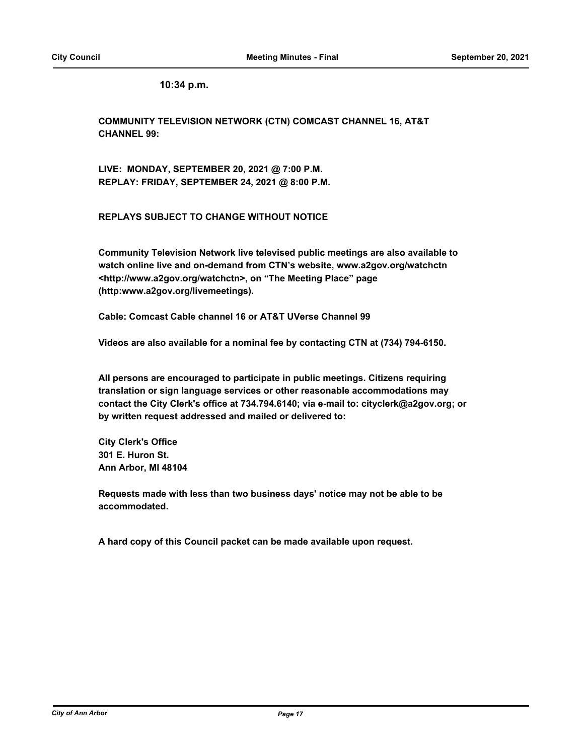**10:34 p.m.**

**COMMUNITY TELEVISION NETWORK (CTN) COMCAST CHANNEL 16, AT&T CHANNEL 99:**

**LIVE: MONDAY, SEPTEMBER 20, 2021 @ 7:00 P.M.**
**REPLAY: FRIDAY, SEPTEMBER 24, 2021 @ 8:00 P.M.**

**REPLAYS SUBJECT TO CHANGE WITHOUT NOTICE**

**Community Television Network live televised public meetings are also available to watch online live and on-demand from CTN's website, www.a2gov.org/watchctn <http://www.a2gov.org/watchctn>, on "The Meeting Place" page (http:www.a2gov.org/livemeetings).**

**Cable: Comcast Cable channel 16 or AT&T UVerse Channel 99**

**Videos are also available for a nominal fee by contacting CTN at (734) 794-6150.**

**All persons are encouraged to participate in public meetings. Citizens requiring translation or sign language services or other reasonable accommodations may contact the City Clerk's office at 734.794.6140; via e-mail to: cityclerk@a2gov.org; or by written request addressed and mailed or delivered to:**

**City Clerk's Office**
**301 E. Huron St.**
**Ann Arbor, MI 48104**

**Requests made with less than two business days' notice may not be able to be accommodated.**

**A hard copy of this Council packet can be made available upon request.**